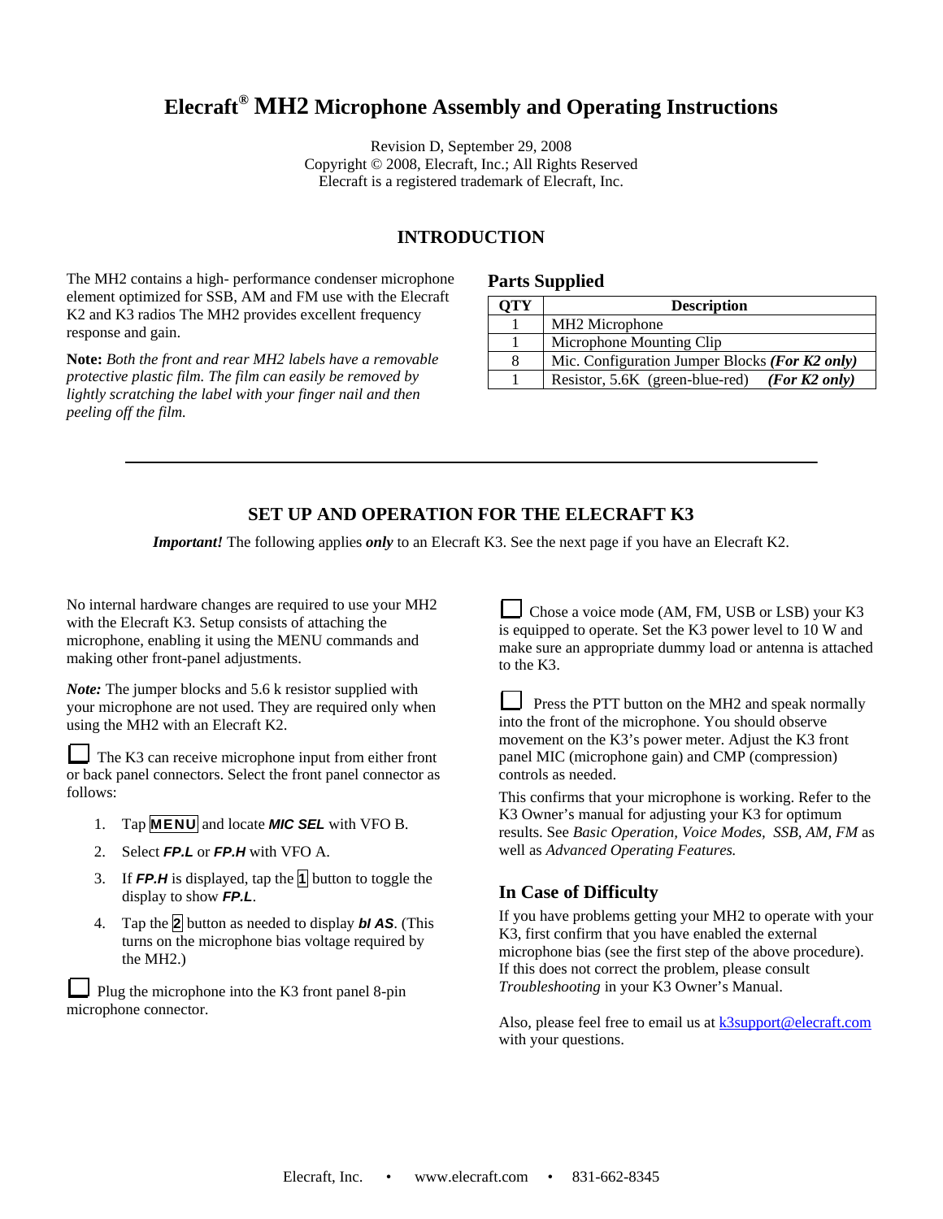# Elecraft® MH2 Microphone Assembly and Operating Instructions

Revision D, September 29, 2008
Copyright © 2008, Elecraft, Inc.; All Rights Reserved
Elecraft is a registered trademark of Elecraft, Inc.

## INTRODUCTION

The MH2 contains a high- performance condenser microphone element optimized for SSB, AM and FM use with the Elecraft K2 and K3 radios The MH2 provides excellent frequency response and gain.

**Note:** *Both the front and rear MH2 labels have a removable protective plastic film. The film can easily be removed by lightly scratching the label with your finger nail and then peeling off the film.*

### Parts Supplied

| QTY | Description |
|---|---|
| 1 | MH2 Microphone |
| 1 | Microphone Mounting Clip |
| 8 | Mic. Configuration Jumper Blocks ***(For K2 only)*** |
| 1 | Resistor, 5.6K (green-blue-red) ***(For K2 only)*** |

---

## SET UP AND OPERATION FOR THE ELECRAFT K3

***Important!*** The following applies ***only*** to an Elecraft K3. See the next page if you have an Elecraft K2.

No internal hardware changes are required to use your MH2 with the Elecraft K3. Setup consists of attaching the microphone, enabling it using the MENU commands and making other front-panel adjustments.

***Note:*** The jumper blocks and 5.6 k resistor supplied with your microphone are not used. They are required only when using the MH2 with an Elecraft K2.

☐ The K3 can receive microphone input from either front or back panel connectors. Select the front panel connector as follows:

1. Tap **MENU** and locate ***MIC SEL*** with VFO B.
2. Select ***FP.L*** or ***FP.H*** with VFO A.
3. If ***FP.H*** is displayed, tap the **1** button to toggle the display to show ***FP.L***.
4. Tap the **2** button as needed to display ***bI AS***. (This turns on the microphone bias voltage required by the MH2.)

☐ Plug the microphone into the K3 front panel 8-pin microphone connector.

☐ Chose a voice mode (AM, FM, USB or LSB) your K3 is equipped to operate. Set the K3 power level to 10 W and make sure an appropriate dummy load or antenna is attached to the K3.

☐ Press the PTT button on the MH2 and speak normally into the front of the microphone. You should observe movement on the K3's power meter. Adjust the K3 front panel MIC (microphone gain) and CMP (compression) controls as needed.

This confirms that your microphone is working. Refer to the K3 Owner's manual for adjusting your K3 for optimum results. See *Basic Operation, Voice Modes, SSB, AM, FM* as well as *Advanced Operating Features.*

### In Case of Difficulty

If you have problems getting your MH2 to operate with your K3, first confirm that you have enabled the external microphone bias (see the first step of the above procedure). If this does not correct the problem, please consult *Troubleshooting* in your K3 Owner's Manual.

Also, please feel free to email us at k3support@elecraft.com with your questions.

Elecraft, Inc. • www.elecraft.com • 831-662-8345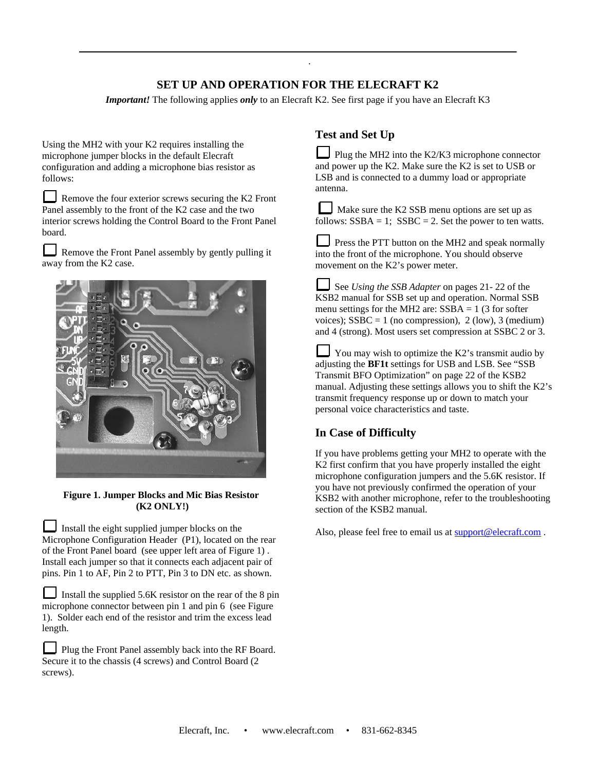## SET UP AND OPERATION FOR THE ELECRAFT K2

***Important!*** The following applies ***only*** to an Elecraft K2. See first page if you have an Elecraft K3

Using the MH2 with your K2 requires installing the microphone jumper blocks in the default Elecraft configuration and adding a microphone bias resistor as follows:

- ☐ Remove the four exterior screws securing the K2 Front Panel assembly to the front of the K2 case and the two interior screws holding the Control Board to the Front Panel board.

- ☐ Remove the Front Panel assembly by gently pulling it away from the K2 case.

**Figure 1. Jumper Blocks and Mic Bias Resistor (K2 ONLY!)**

- ☐ Install the eight supplied jumper blocks on the Microphone Configuration Header (P1), located on the rear of the Front Panel board (see upper left area of Figure 1) . Install each jumper so that it connects each adjacent pair of pins. Pin 1 to AF, Pin 2 to PTT, Pin 3 to DN etc. as shown.

- ☐ Install the supplied 5.6K resistor on the rear of the 8 pin microphone connector between pin 1 and pin 6 (see Figure 1). Solder each end of the resistor and trim the excess lead length.

- ☐ Plug the Front Panel assembly back into the RF Board. Secure it to the chassis (4 screws) and Control Board (2 screws).

### Test and Set Up

- ☐ Plug the MH2 into the K2/K3 microphone connector and power up the K2. Make sure the K2 is set to USB or LSB and is connected to a dummy load or appropriate antenna.

- ☐ Make sure the K2 SSB menu options are set up as follows: SSBA = 1; SSBC = 2. Set the power to ten watts.

- ☐ Press the PTT button on the MH2 and speak normally into the front of the microphone. You should observe movement on the K2's power meter.

- ☐ See *Using the SSB Adapter* on pages 21- 22 of the KSB2 manual for SSB set up and operation. Normal SSB menu settings for the MH2 are: SSBA = 1 (3 for softer voices); SSBC = 1 (no compression), 2 (low), 3 (medium) and 4 (strong). Most users set compression at SSBC 2 or 3.

- ☐ You may wish to optimize the K2's transmit audio by adjusting the **BF1t** settings for USB and LSB. See "SSB Transmit BFO Optimization" on page 22 of the KSB2 manual. Adjusting these settings allows you to shift the K2's transmit frequency response up or down to match your personal voice characteristics and taste.

### In Case of Difficulty

If you have problems getting your MH2 to operate with the K2 first confirm that you have properly installed the eight microphone configuration jumpers and the 5.6K resistor. If you have not previously confirmed the operation of your KSB2 with another microphone, refer to the troubleshooting section of the KSB2 manual.

Also, please feel free to email us at support@elecraft.com .

Elecraft, Inc. • www.elecraft.com • 831-662-8345